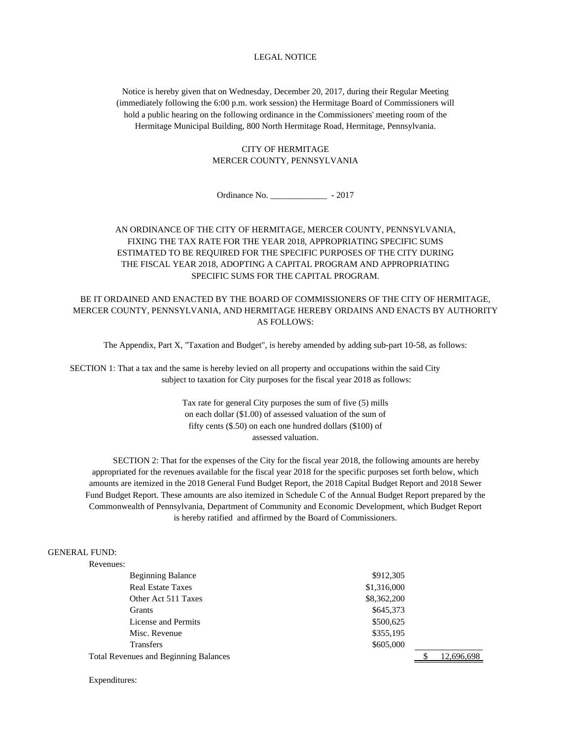LEGAL NOTICE

Notice is hereby given that on Wednesday, December 20, 2017, during their Regular Meeting (immediately following the 6:00 p.m. work session) the Hermitage Board of Commissioners will hold a public hearing on the following ordinance in the Commissioners' meeting room of the Hermitage Municipal Building, 800 North Hermitage Road, Hermitage, Pennsylvania.

CITY OF HERMITAGE
MERCER COUNTY, PENNSYLVANIA

Ordinance No. _____________ - 2017

AN ORDINANCE OF THE CITY OF HERMITAGE, MERCER COUNTY, PENNSYLVANIA, FIXING THE TAX RATE FOR THE YEAR 2018, APPROPRIATING SPECIFIC SUMS ESTIMATED TO BE REQUIRED FOR THE SPECIFIC PURPOSES OF THE CITY DURING THE FISCAL YEAR 2018, ADOPTING A CAPITAL PROGRAM AND APPROPRIATING SPECIFIC SUMS FOR THE CAPITAL PROGRAM.

BE IT ORDAINED AND ENACTED BY THE BOARD OF COMMISSIONERS OF THE CITY OF HERMITAGE, MERCER COUNTY, PENNSYLVANIA, AND HERMITAGE HEREBY ORDAINS AND ENACTS BY AUTHORITY AS FOLLOWS:

The Appendix, Part X, "Taxation and Budget", is hereby amended by adding sub-part 10-58, as follows:

SECTION 1: That a tax and the same is hereby levied on all property and occupations within the said City subject to taxation for City purposes for the fiscal year 2018 as follows:

Tax rate for general City purposes the sum of five (5) mills on each dollar ($1.00) of assessed valuation of the sum of fifty cents ($.50) on each one hundred dollars ($100) of assessed valuation.

SECTION 2: That for the expenses of the City for the fiscal year 2018, the following amounts are hereby appropriated for the revenues available for the fiscal year 2018 for the specific purposes set forth below, which amounts are itemized in the 2018 General Fund Budget Report, the 2018 Capital Budget Report and 2018 Sewer Fund Budget Report. These amounts are also itemized in Schedule C of the Annual Budget Report prepared by the Commonwealth of Pennsylvania, Department of Community and Economic Development, which Budget Report is hereby ratified and affirmed by the Board of Commissioners.

GENERAL FUND:

Revenues:

| | | |
|---|---|---|
| Beginning Balance | $912,305 | |
| Real Estate Taxes | $1,316,000 | |
| Other Act 511 Taxes | $8,362,200 | |
| Grants | $645,373 | |
| License and Permits | $500,625 | |
| Misc. Revenue | $355,195 | |
| Transfers | $605,000 | |
| Total Revenues and Beginning Balances | | $ 12,696,698 |

Expenditures: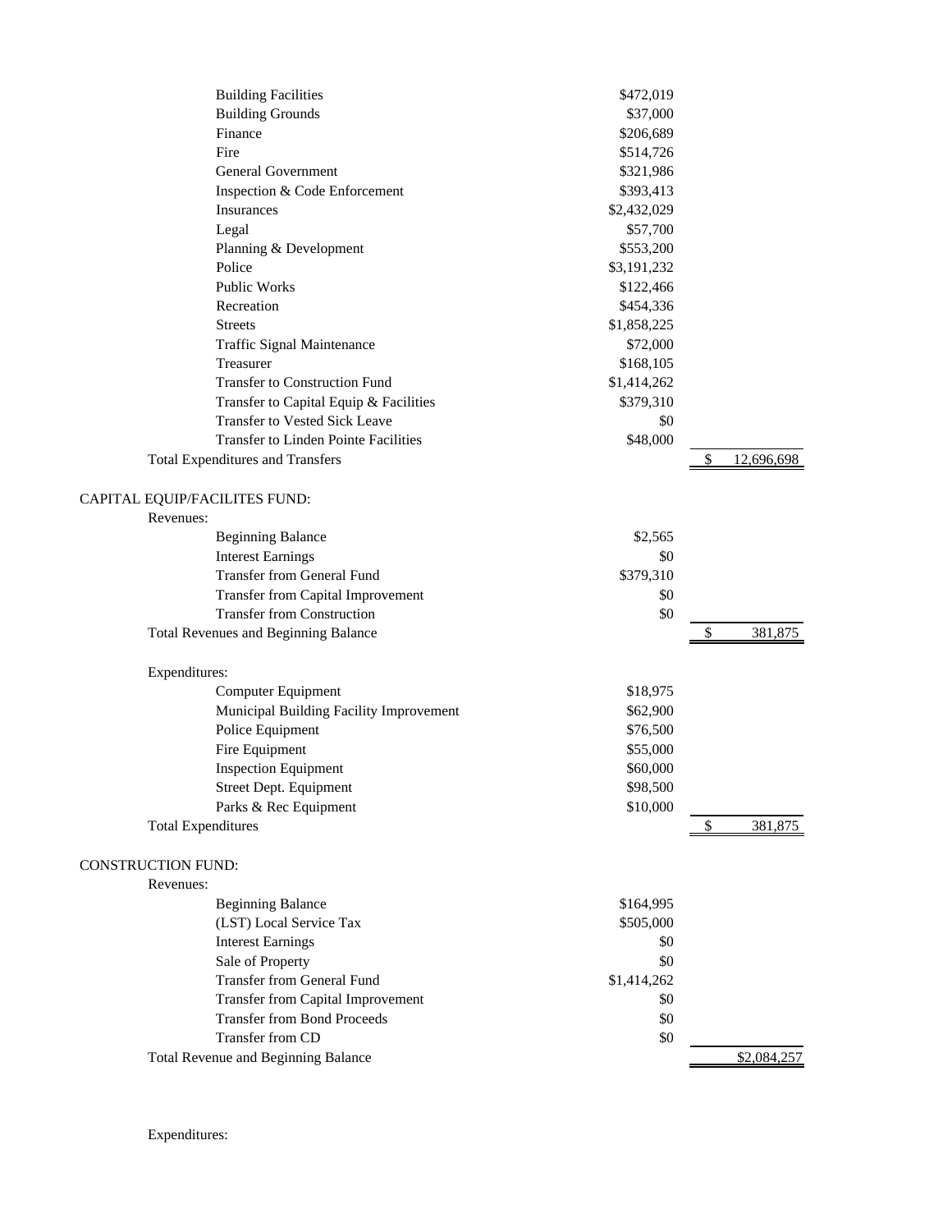| | | |
|---|---|---|
| Building Facilities | $472,019 | |
| Building Grounds | $37,000 | |
| Finance | $206,689 | |
| Fire | $514,726 | |
| General Government | $321,986 | |
| Inspection & Code Enforcement | $393,413 | |
| Insurances | $2,432,029 | |
| Legal | $57,700 | |
| Planning & Development | $553,200 | |
| Police | $3,191,232 | |
| Public Works | $122,466 | |
| Recreation | $454,336 | |
| Streets | $1,858,225 | |
| Traffic Signal Maintenance | $72,000 | |
| Treasurer | $168,105 | |
| Transfer to Construction Fund | $1,414,262 | |
| Transfer to Capital Equip & Facilities | $379,310 | |
| Transfer to Vested Sick Leave | $0 | |
| Transfer to Linden Pointe Facilities | $48,000 | |
| Total Expenditures and Transfers | | $ 12,696,698 |

CAPITAL EQUIP/FACILITES FUND:

Revenues:

| | | |
|---|---|---|
| Beginning Balance | $2,565 | |
| Interest Earnings | $0 | |
| Transfer from General Fund | $379,310 | |
| Transfer from Capital Improvement | $0 | |
| Transfer from Construction | $0 | |
| Total Revenues and Beginning Balance | | $ 381,875 |

Expenditures:

| | | |
|---|---|---|
| Computer Equipment | $18,975 | |
| Municipal Building Facility Improvement | $62,900 | |
| Police Equipment | $76,500 | |
| Fire Equipment | $55,000 | |
| Inspection Equipment | $60,000 | |
| Street Dept. Equipment | $98,500 | |
| Parks & Rec Equipment | $10,000 | |
| Total Expenditures | | $ 381,875 |

CONSTRUCTION FUND:

Revenues:

| | | |
|---|---|---|
| Beginning Balance | $164,995 | |
| (LST) Local Service Tax | $505,000 | |
| Interest Earnings | $0 | |
| Sale of Property | $0 | |
| Transfer from General Fund | $1,414,262 | |
| Transfer from Capital Improvement | $0 | |
| Transfer from Bond Proceeds | $0 | |
| Transfer from CD | $0 | |
| Total Revenue and Beginning Balance | | $2,084,257 |

Expenditures: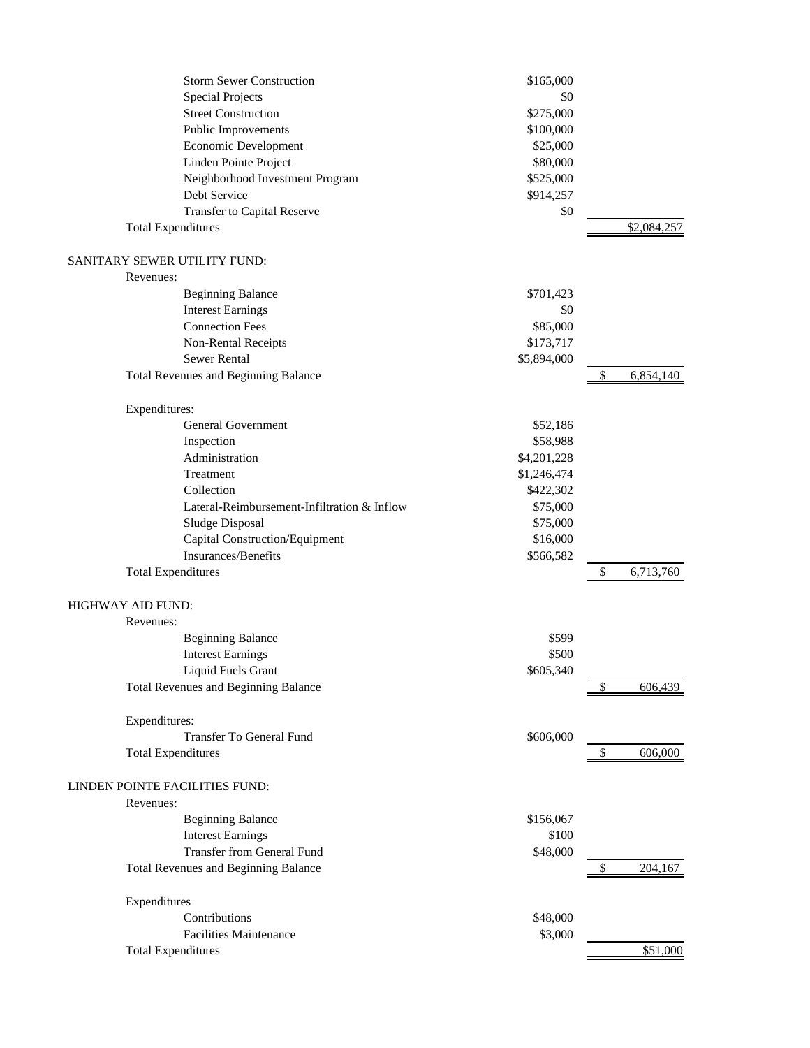| | | |
|---|---|---|
| Storm Sewer Construction | $165,000 | |
| Special Projects | $0 | |
| Street Construction | $275,000 | |
| Public Improvements | $100,000 | |
| Economic Development | $25,000 | |
| Linden Pointe Project | $80,000 | |
| Neighborhood Investment Program | $525,000 | |
| Debt Service | $914,257 | |
| Transfer to Capital Reserve | $0 | |
| Total Expenditures | | $2,084,257 |

SANITARY SEWER UTILITY FUND:

| | | |
|---|---|---|
| **Revenues:** | | |
| Beginning Balance | $701,423 | |
| Interest Earnings | $0 | |
| Connection Fees | $85,000 | |
| Non-Rental Receipts | $173,717 | |
| Sewer Rental | $5,894,000 | |
| Total Revenues and Beginning Balance | | $ 6,854,140 |
| **Expenditures:** | | |
| General Government | $52,186 | |
| Inspection | $58,988 | |
| Administration | $4,201,228 | |
| Treatment | $1,246,474 | |
| Collection | $422,302 | |
| Lateral-Reimbursement-Infiltration & Inflow | $75,000 | |
| Sludge Disposal | $75,000 | |
| Capital Construction/Equipment | $16,000 | |
| Insurances/Benefits | $566,582 | |
| Total Expenditures | | $ 6,713,760 |

HIGHWAY AID FUND:

| | | |
|---|---|---|
| **Revenues:** | | |
| Beginning Balance | $599 | |
| Interest Earnings | $500 | |
| Liquid Fuels Grant | $605,340 | |
| Total Revenues and Beginning Balance | | $ 606,439 |
| **Expenditures:** | | |
| Transfer To General Fund | $606,000 | |
| Total Expenditures | | $ 606,000 |

LINDEN POINTE FACILITIES FUND:

| | | |
|---|---|---|
| **Revenues:** | | |
| Beginning Balance | $156,067 | |
| Interest Earnings | $100 | |
| Transfer from General Fund | $48,000 | |
| Total Revenues and Beginning Balance | | $ 204,167 |
| **Expenditures** | | |
| Contributions | $48,000 | |
| Facilities Maintenance | $3,000 | |
| Total Expenditures | | $51,000 |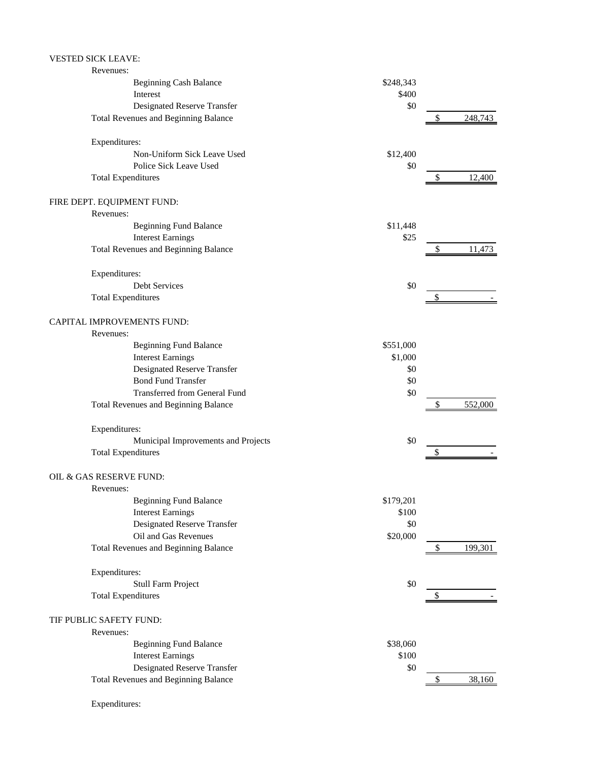VESTED SICK LEAVE:

| | | |
|---|---|---|
| Revenues: | | |
| Beginning Cash Balance | $248,343 | |
| Interest | $400 | |
| Designated Reserve Transfer | $0 | |
| Total Revenues and Beginning Balance | | $ 248,743 |
| Expenditures: | | |
| Non-Uniform Sick Leave Used | $12,400 | |
| Police Sick Leave Used | $0 | |
| Total Expenditures | | $ 12,400 |

FIRE DEPT. EQUIPMENT FUND:

| | | |
|---|---|---|
| Revenues: | | |
| Beginning Fund Balance | $11,448 | |
| Interest Earnings | $25 | |
| Total Revenues and Beginning Balance | | $ 11,473 |
| Expenditures: | | |
| Debt Services | $0 | |
| Total Expenditures | | $ - |

CAPITAL IMPROVEMENTS FUND:

| | | |
|---|---|---|
| Revenues: | | |
| Beginning Fund Balance | $551,000 | |
| Interest Earnings | $1,000 | |
| Designated Reserve Transfer | $0 | |
| Bond Fund Transfer | $0 | |
| Transferred from General Fund | $0 | |
| Total Revenues and Beginning Balance | | $ 552,000 |
| Expenditures: | | |
| Municipal Improvements and Projects | $0 | |
| Total Expenditures | | $ - |

OIL & GAS RESERVE FUND:

| | | |
|---|---|---|
| Revenues: | | |
| Beginning Fund Balance | $179,201 | |
| Interest Earnings | $100 | |
| Designated Reserve Transfer | $0 | |
| Oil and Gas Revenues | $20,000 | |
| Total Revenues and Beginning Balance | | $ 199,301 |
| Expenditures: | | |
| Stull Farm Project | $0 | |
| Total Expenditures | | $ - |

TIF PUBLIC SAFETY FUND:

| | | |
|---|---|---|
| Revenues: | | |
| Beginning Fund Balance | $38,060 | |
| Interest Earnings | $100 | |
| Designated Reserve Transfer | $0 | |
| Total Revenues and Beginning Balance | | $ 38,160 |

Expenditures: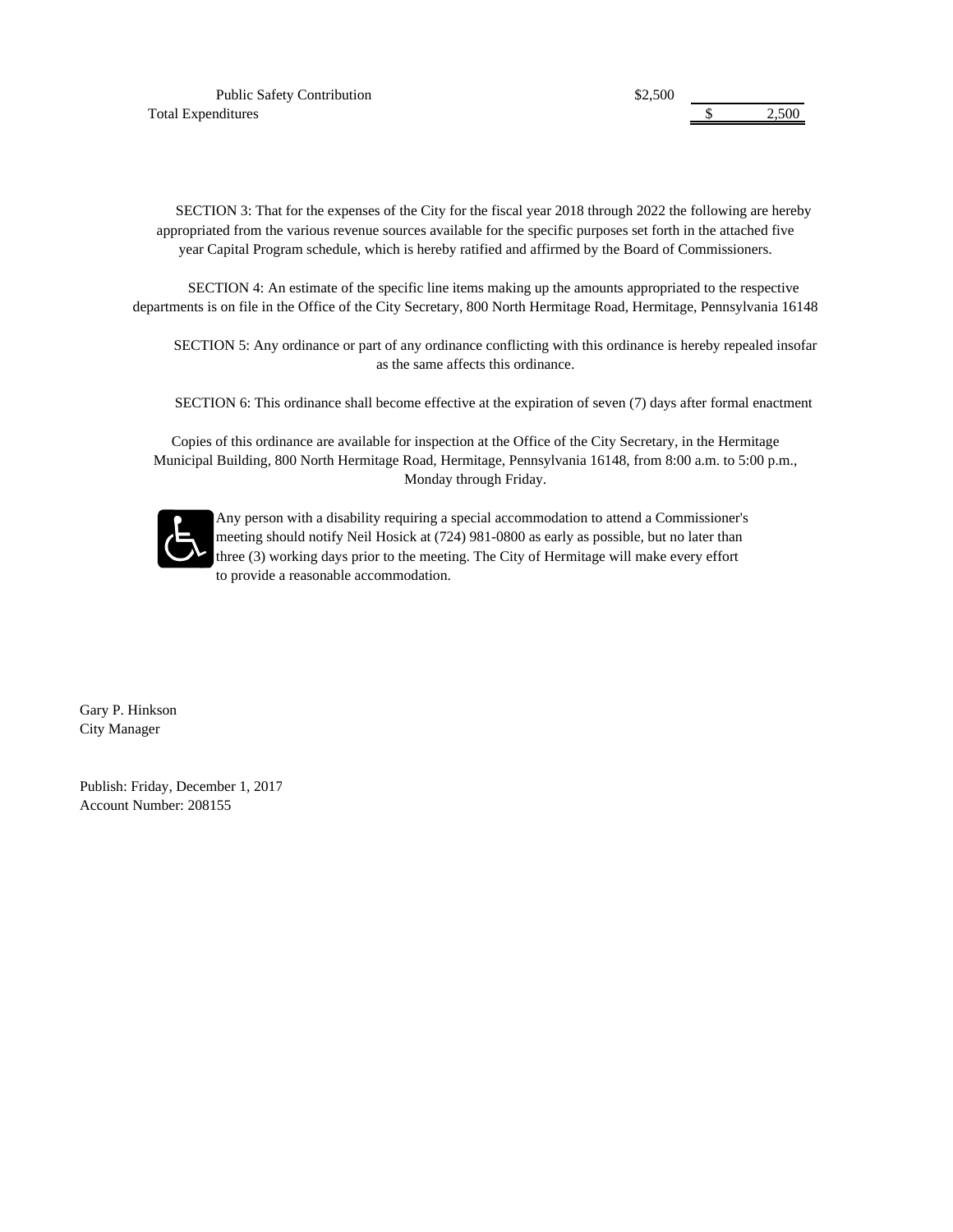| | | |
|---|---|---|
| Public Safety Contribution | $2,500 | |
| Total Expenditures | | $ 2,500 |

SECTION 3: That for the expenses of the City for the fiscal year 2018 through 2022 the following are hereby appropriated from the various revenue sources available for the specific purposes set forth in the attached five year Capital Program schedule, which is hereby ratified and affirmed by the Board of Commissioners.

SECTION 4: An estimate of the specific line items making up the amounts appropriated to the respective departments is on file in the Office of the City Secretary, 800 North Hermitage Road, Hermitage, Pennsylvania 16148

SECTION 5: Any ordinance or part of any ordinance conflicting with this ordinance is hereby repealed insofar as the same affects this ordinance.

SECTION 6: This ordinance shall become effective at the expiration of seven (7) days after formal enactment

Copies of this ordinance are available for inspection at the Office of the City Secretary, in the Hermitage Municipal Building, 800 North Hermitage Road, Hermitage, Pennsylvania 16148, from 8:00 a.m. to 5:00 p.m., Monday through Friday.

Any person with a disability requiring a special accommodation to attend a Commissioner's meeting should notify Neil Hosick at (724) 981-0800 as early as possible, but no later than three (3) working days prior to the meeting. The City of Hermitage will make every effort to provide a reasonable accommodation.

Gary P. Hinkson
City Manager

Publish: Friday, December 1, 2017
Account Number: 208155